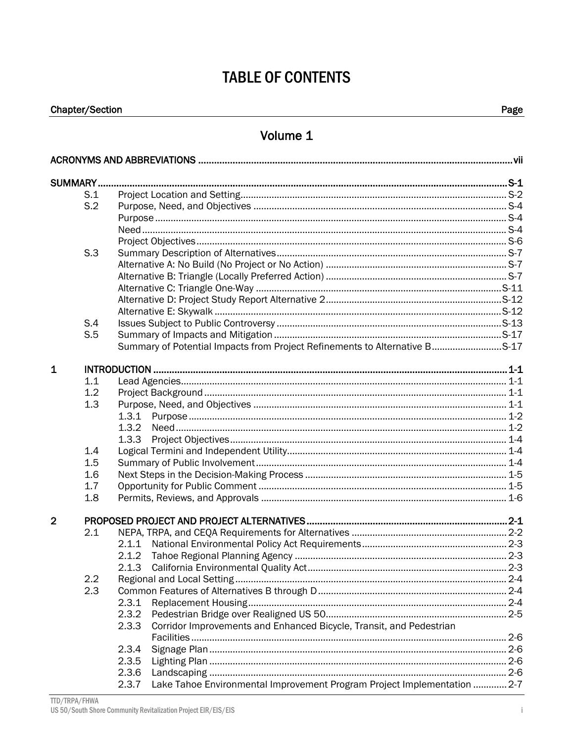# TABLE OF CONTENTS

| Chapter/Section | | | Page |
|---|---|---|---|

## Volume 1

| | | | |
|---|---|---|---|
| **ACRONYMS AND ABBREVIATIONS** | | | **vii** |
| **SUMMARY** | | | **S-1** |
| | S.1 | Project Location and Setting | S-2 |
| | S.2 | Purpose, Need, and Objectives | S-4 |
| | | Purpose | S-4 |
| | | Need | S-4 |
| | | Project Objectives | S-6 |
| | S.3 | Summary Description of Alternatives | S-7 |
| | | Alternative A: No Build (No Project or No Action) | S-7 |
| | | Alternative B: Triangle (Locally Preferred Action) | S-7 |
| | | Alternative C: Triangle One-Way | S-11 |
| | | Alternative D: Project Study Report Alternative 2 | S-12 |
| | | Alternative E: Skywalk | S-12 |
| | S.4 | Issues Subject to Public Controversy | S-13 |
| | S.5 | Summary of Impacts and Mitigation | S-17 |
| | | Summary of Potential Impacts from Project Refinements to Alternative B | S-17 |
| **1** | **INTRODUCTION** | | **1-1** |
| | 1.1 | Lead Agencies | 1-1 |
| | 1.2 | Project Background | 1-1 |
| | 1.3 | Purpose, Need, and Objectives | 1-1 |
| | | 1.3.1 Purpose | 1-2 |
| | | 1.3.2 Need | 1-2 |
| | | 1.3.3 Project Objectives | 1-4 |
| | 1.4 | Logical Termini and Independent Utility | 1-4 |
| | 1.5 | Summary of Public Involvement | 1-4 |
| | 1.6 | Next Steps in the Decision-Making Process | 1-5 |
| | 1.7 | Opportunity for Public Comment | 1-5 |
| | 1.8 | Permits, Reviews, and Approvals | 1-6 |
| **2** | **PROPOSED PROJECT AND PROJECT ALTERNATIVES** | | **2-1** |
| | 2.1 | NEPA, TRPA, and CEQA Requirements for Alternatives | 2-2 |
| | | 2.1.1 National Environmental Policy Act Requirements | 2-3 |
| | | 2.1.2 Tahoe Regional Planning Agency | 2-3 |
| | | 2.1.3 California Environmental Quality Act | 2-3 |
| | 2.2 | Regional and Local Setting | 2-4 |
| | 2.3 | Common Features of Alternatives B through D | 2-4 |
| | | 2.3.1 Replacement Housing | 2-4 |
| | | 2.3.2 Pedestrian Bridge over Realigned US 50 | 2-5 |
| | | 2.3.3 Corridor Improvements and Enhanced Bicycle, Transit, and Pedestrian Facilities | 2-6 |
| | | 2.3.4 Signage Plan | 2-6 |
| | | 2.3.5 Lighting Plan | 2-6 |
| | | 2.3.6 Landscaping | 2-6 |
| | | 2.3.7 Lake Tahoe Environmental Improvement Program Project Implementation | 2-7 |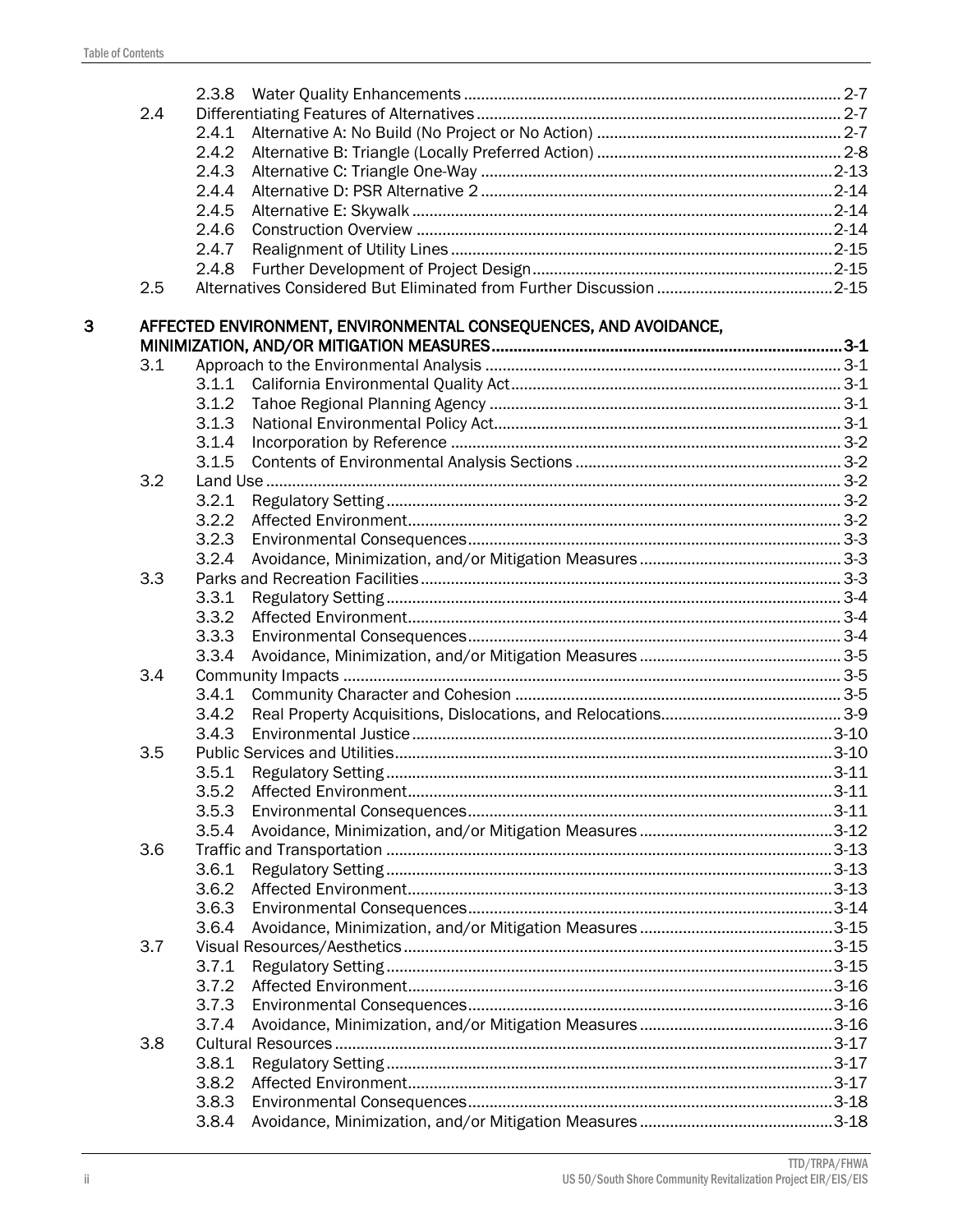2.3.8 Water Quality Enhancements ... 2-7

2.4 Differentiating Features of Alternatives ... 2-7

2.4.1 Alternative A: No Build (No Project or No Action) ... 2-7

2.4.2 Alternative B: Triangle (Locally Preferred Action) ... 2-8

2.4.3 Alternative C: Triangle One-Way ... 2-13

2.4.4 Alternative D: PSR Alternative 2 ... 2-14

2.4.5 Alternative E: Skywalk ... 2-14

2.4.6 Construction Overview ... 2-14

2.4.7 Realignment of Utility Lines ... 2-15

2.4.8 Further Development of Project Design ... 2-15

2.5 Alternatives Considered But Eliminated from Further Discussion ... 2-15

**3 AFFECTED ENVIRONMENT, ENVIRONMENTAL CONSEQUENCES, AND AVOIDANCE, MINIMIZATION, AND/OR MITIGATION MEASURES ... 3-1**

3.1 Approach to the Environmental Analysis ... 3-1

3.1.1 California Environmental Quality Act ... 3-1

3.1.2 Tahoe Regional Planning Agency ... 3-1

3.1.3 National Environmental Policy Act ... 3-1

3.1.4 Incorporation by Reference ... 3-2

3.1.5 Contents of Environmental Analysis Sections ... 3-2

3.2 Land Use ... 3-2

3.2.1 Regulatory Setting ... 3-2

3.2.2 Affected Environment ... 3-2

3.2.3 Environmental Consequences ... 3-3

3.2.4 Avoidance, Minimization, and/or Mitigation Measures ... 3-3

3.3 Parks and Recreation Facilities ... 3-3

3.3.1 Regulatory Setting ... 3-4

3.3.2 Affected Environment ... 3-4

3.3.3 Environmental Consequences ... 3-4

3.3.4 Avoidance, Minimization, and/or Mitigation Measures ... 3-5

3.4 Community Impacts ... 3-5

3.4.1 Community Character and Cohesion ... 3-5

3.4.2 Real Property Acquisitions, Dislocations, and Relocations ... 3-9

3.4.3 Environmental Justice ... 3-10

3.5 Public Services and Utilities ... 3-10

3.5.1 Regulatory Setting ... 3-11

3.5.2 Affected Environment ... 3-11

3.5.3 Environmental Consequences ... 3-11

3.5.4 Avoidance, Minimization, and/or Mitigation Measures ... 3-12

3.6 Traffic and Transportation ... 3-13

3.6.1 Regulatory Setting ... 3-13

3.6.2 Affected Environment ... 3-13

3.6.3 Environmental Consequences ... 3-14

3.6.4 Avoidance, Minimization, and/or Mitigation Measures ... 3-15

3.7 Visual Resources/Aesthetics ... 3-15

3.7.1 Regulatory Setting ... 3-15

3.7.2 Affected Environment ... 3-16

3.7.3 Environmental Consequences ... 3-16

3.7.4 Avoidance, Minimization, and/or Mitigation Measures ... 3-16

3.8 Cultural Resources ... 3-17

3.8.1 Regulatory Setting ... 3-17

3.8.2 Affected Environment ... 3-17

3.8.3 Environmental Consequences ... 3-18

3.8.4 Avoidance, Minimization, and/or Mitigation Measures ... 3-18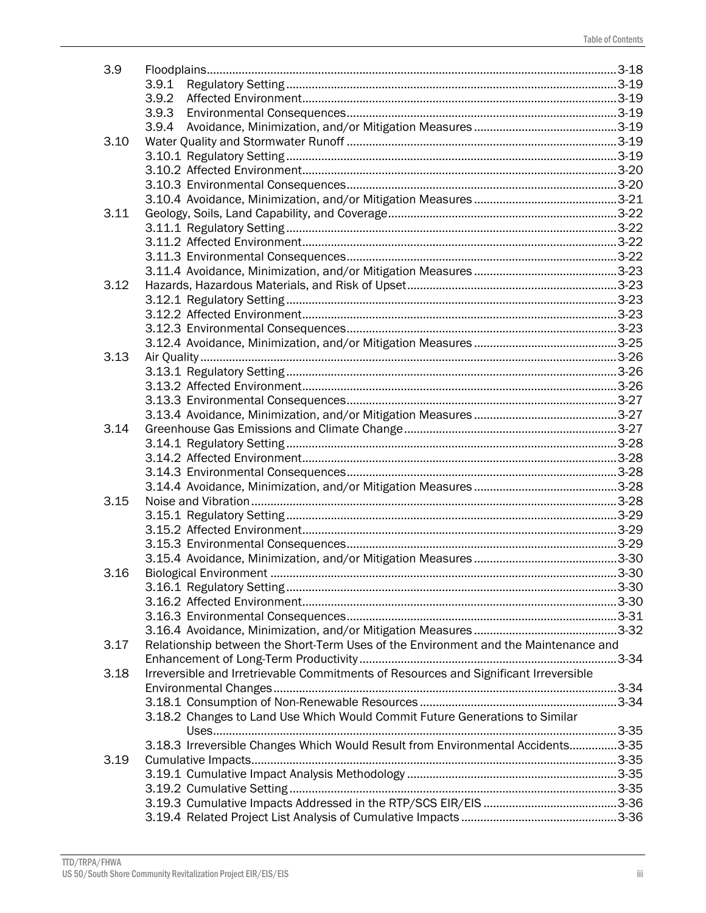| | | |
|---|---|---|
| 3.9 | Floodplains | 3-18 |
| | 3.9.1 Regulatory Setting | 3-19 |
| | 3.9.2 Affected Environment | 3-19 |
| | 3.9.3 Environmental Consequences | 3-19 |
| | 3.9.4 Avoidance, Minimization, and/or Mitigation Measures | 3-19 |
| 3.10 | Water Quality and Stormwater Runoff | 3-19 |
| | 3.10.1 Regulatory Setting | 3-19 |
| | 3.10.2 Affected Environment | 3-20 |
| | 3.10.3 Environmental Consequences | 3-20 |
| | 3.10.4 Avoidance, Minimization, and/or Mitigation Measures | 3-21 |
| 3.11 | Geology, Soils, Land Capability, and Coverage | 3-22 |
| | 3.11.1 Regulatory Setting | 3-22 |
| | 3.11.2 Affected Environment | 3-22 |
| | 3.11.3 Environmental Consequences | 3-22 |
| | 3.11.4 Avoidance, Minimization, and/or Mitigation Measures | 3-23 |
| 3.12 | Hazards, Hazardous Materials, and Risk of Upset | 3-23 |
| | 3.12.1 Regulatory Setting | 3-23 |
| | 3.12.2 Affected Environment | 3-23 |
| | 3.12.3 Environmental Consequences | 3-23 |
| | 3.12.4 Avoidance, Minimization, and/or Mitigation Measures | 3-25 |
| 3.13 | Air Quality | 3-26 |
| | 3.13.1 Regulatory Setting | 3-26 |
| | 3.13.2 Affected Environment | 3-26 |
| | 3.13.3 Environmental Consequences | 3-27 |
| | 3.13.4 Avoidance, Minimization, and/or Mitigation Measures | 3-27 |
| 3.14 | Greenhouse Gas Emissions and Climate Change | 3-27 |
| | 3.14.1 Regulatory Setting | 3-28 |
| | 3.14.2 Affected Environment | 3-28 |
| | 3.14.3 Environmental Consequences | 3-28 |
| | 3.14.4 Avoidance, Minimization, and/or Mitigation Measures | 3-28 |
| 3.15 | Noise and Vibration | 3-28 |
| | 3.15.1 Regulatory Setting | 3-29 |
| | 3.15.2 Affected Environment | 3-29 |
| | 3.15.3 Environmental Consequences | 3-29 |
| | 3.15.4 Avoidance, Minimization, and/or Mitigation Measures | 3-30 |
| 3.16 | Biological Environment | 3-30 |
| | 3.16.1 Regulatory Setting | 3-30 |
| | 3.16.2 Affected Environment | 3-30 |
| | 3.16.3 Environmental Consequences | 3-31 |
| | 3.16.4 Avoidance, Minimization, and/or Mitigation Measures | 3-32 |
| 3.17 | Relationship between the Short-Term Uses of the Environment and the Maintenance and Enhancement of Long-Term Productivity | 3-34 |
| 3.18 | Irreversible and Irretrievable Commitments of Resources and Significant Irreversible Environmental Changes | 3-34 |
| | 3.18.1 Consumption of Non-Renewable Resources | 3-34 |
| | 3.18.2 Changes to Land Use Which Would Commit Future Generations to Similar Uses | 3-35 |
| | 3.18.3 Irreversible Changes Which Would Result from Environmental Accidents | 3-35 |
| 3.19 | Cumulative Impacts | 3-35 |
| | 3.19.1 Cumulative Impact Analysis Methodology | 3-35 |
| | 3.19.2 Cumulative Setting | 3-35 |
| | 3.19.3 Cumulative Impacts Addressed in the RTP/SCS EIR/EIS | 3-36 |
| | 3.19.4 Related Project List Analysis of Cumulative Impacts | 3-36 |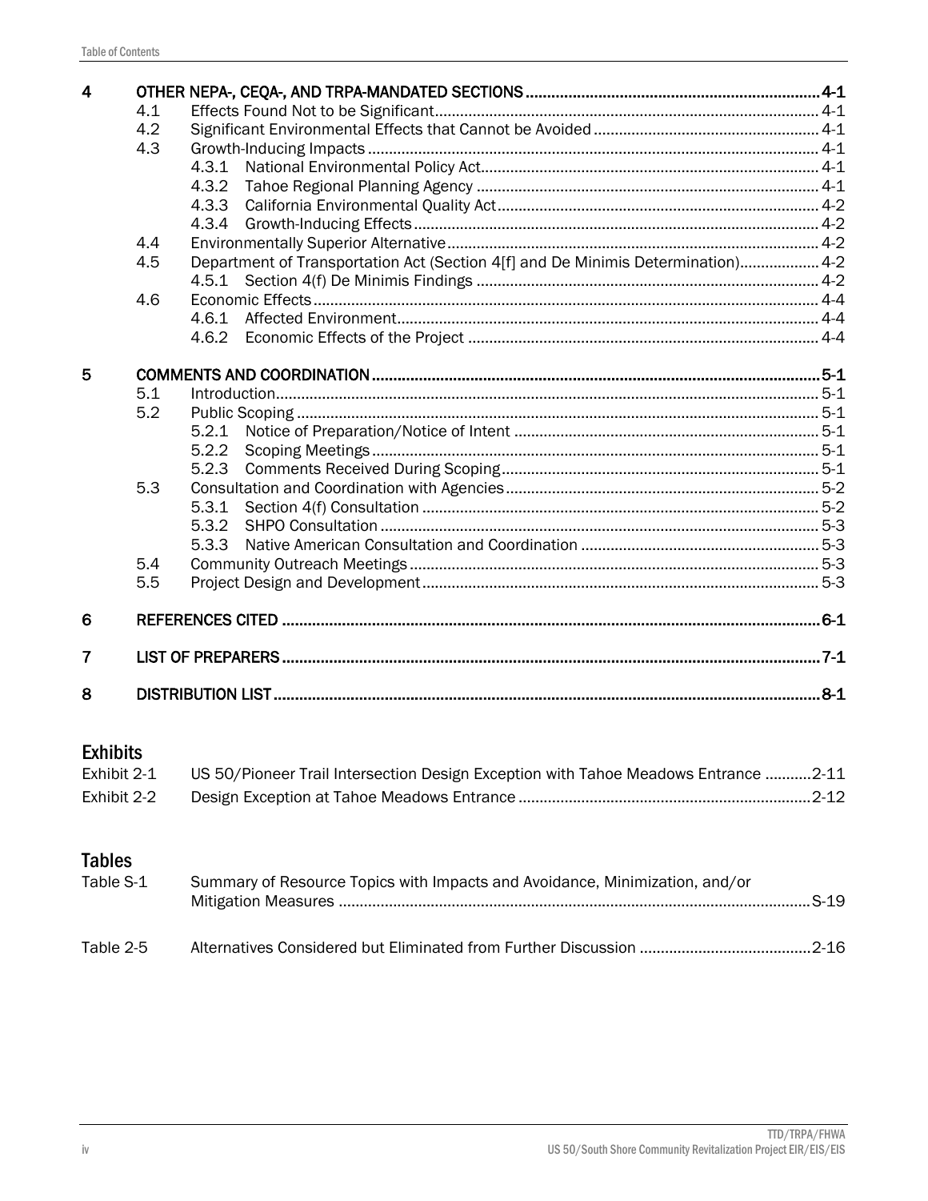| | | | |
|---|---|---|---|
| **4** | **OTHER NEPA-, CEQA-, AND TRPA-MANDATED SECTIONS** | | **4-1** |
| | 4.1 | Effects Found Not to be Significant | 4-1 |
| | 4.2 | Significant Environmental Effects that Cannot be Avoided | 4-1 |
| | 4.3 | Growth-Inducing Impacts | 4-1 |
| | | 4.3.1 National Environmental Policy Act | 4-1 |
| | | 4.3.2 Tahoe Regional Planning Agency | 4-1 |
| | | 4.3.3 California Environmental Quality Act | 4-2 |
| | | 4.3.4 Growth-Inducing Effects | 4-2 |
| | 4.4 | Environmentally Superior Alternative | 4-2 |
| | 4.5 | Department of Transportation Act (Section 4[f] and De Minimis Determination) | 4-2 |
| | | 4.5.1 Section 4(f) De Minimis Findings | 4-2 |
| | 4.6 | Economic Effects | 4-4 |
| | | 4.6.1 Affected Environment | 4-4 |
| | | 4.6.2 Economic Effects of the Project | 4-4 |
| **5** | **COMMENTS AND COORDINATION** | | **5-1** |
| | 5.1 | Introduction | 5-1 |
| | 5.2 | Public Scoping | 5-1 |
| | | 5.2.1 Notice of Preparation/Notice of Intent | 5-1 |
| | | 5.2.2 Scoping Meetings | 5-1 |
| | | 5.2.3 Comments Received During Scoping | 5-1 |
| | 5.3 | Consultation and Coordination with Agencies | 5-2 |
| | | 5.3.1 Section 4(f) Consultation | 5-2 |
| | | 5.3.2 SHPO Consultation | 5-3 |
| | | 5.3.3 Native American Consultation and Coordination | 5-3 |
| | 5.4 | Community Outreach Meetings | 5-3 |
| | 5.5 | Project Design and Development | 5-3 |
| **6** | **REFERENCES CITED** | | **6-1** |
| **7** | **LIST OF PREPARERS** | | **7-1** |
| **8** | **DISTRIBUTION LIST** | | **8-1** |

## Exhibits

| | | |
|---|---|---|
| Exhibit 2-1 | US 50/Pioneer Trail Intersection Design Exception with Tahoe Meadows Entrance | 2-11 |
| Exhibit 2-2 | Design Exception at Tahoe Meadows Entrance | 2-12 |

## Tables

| | | |
|---|---|---|
| Table S-1 | Summary of Resource Topics with Impacts and Avoidance, Minimization, and/or Mitigation Measures | S-19 |
| Table 2-5 | Alternatives Considered but Eliminated from Further Discussion | 2-16 |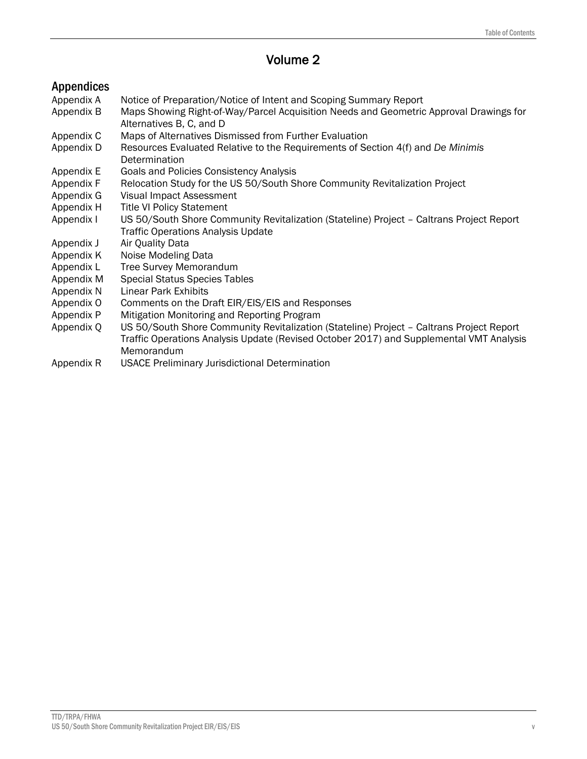# Volume 2

## Appendices

| | |
|---|---|
| Appendix A | Notice of Preparation/Notice of Intent and Scoping Summary Report |
| Appendix B | Maps Showing Right-of-Way/Parcel Acquisition Needs and Geometric Approval Drawings for Alternatives B, C, and D |
| Appendix C | Maps of Alternatives Dismissed from Further Evaluation |
| Appendix D | Resources Evaluated Relative to the Requirements of Section 4(f) and *De Minimis* Determination |
| Appendix E | Goals and Policies Consistency Analysis |
| Appendix F | Relocation Study for the US 50/South Shore Community Revitalization Project |
| Appendix G | Visual Impact Assessment |
| Appendix H | Title VI Policy Statement |
| Appendix I | US 50/South Shore Community Revitalization (Stateline) Project – Caltrans Project Report Traffic Operations Analysis Update |
| Appendix J | Air Quality Data |
| Appendix K | Noise Modeling Data |
| Appendix L | Tree Survey Memorandum |
| Appendix M | Special Status Species Tables |
| Appendix N | Linear Park Exhibits |
| Appendix O | Comments on the Draft EIR/EIS/EIS and Responses |
| Appendix P | Mitigation Monitoring and Reporting Program |
| Appendix Q | US 50/South Shore Community Revitalization (Stateline) Project – Caltrans Project Report Traffic Operations Analysis Update (Revised October 2017) and Supplemental VMT Analysis Memorandum |
| Appendix R | USACE Preliminary Jurisdictional Determination |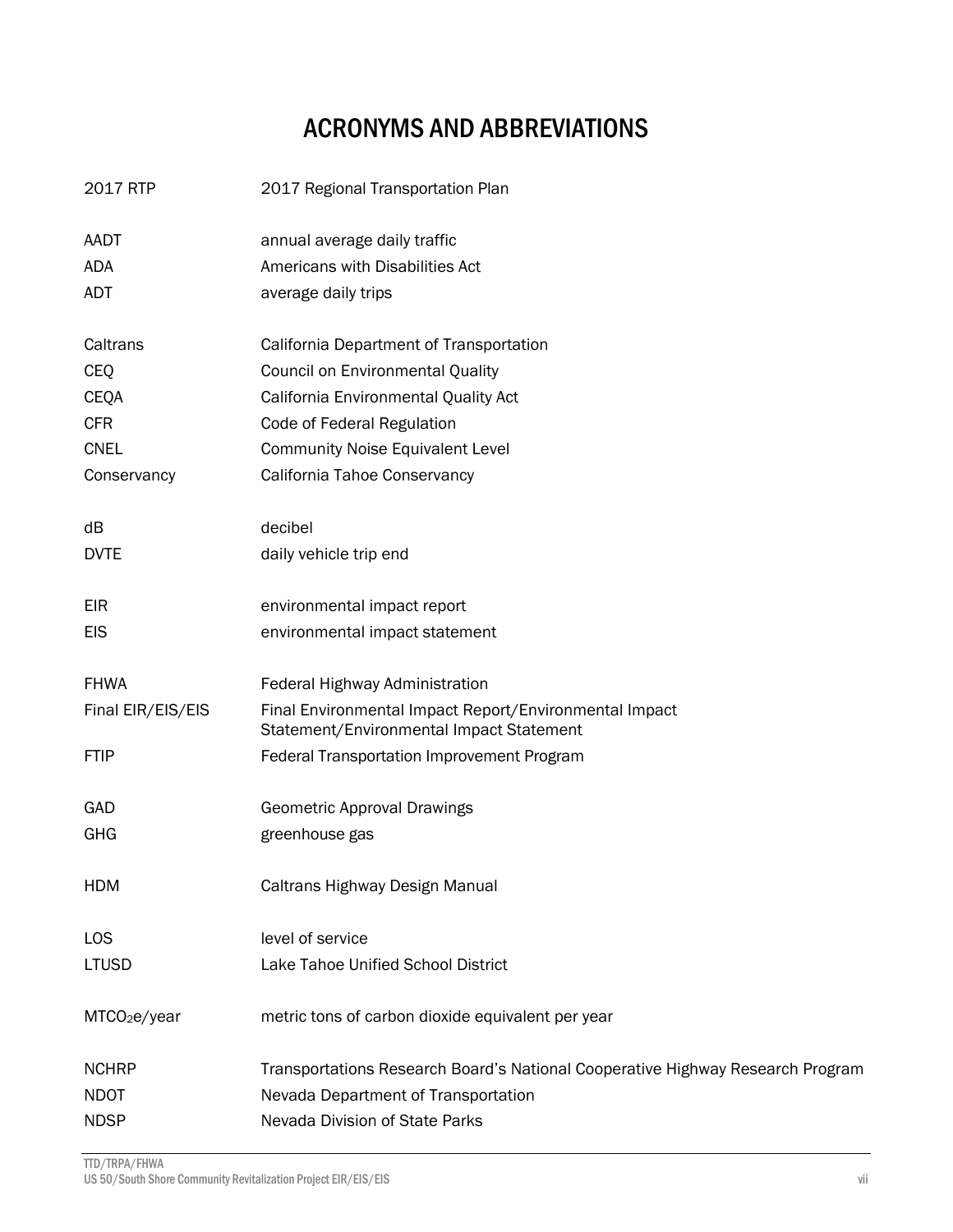# ACRONYMS AND ABBREVIATIONS

| | |
|---|---|
| 2017 RTP | 2017 Regional Transportation Plan |
| AADT | annual average daily traffic |
| ADA | Americans with Disabilities Act |
| ADT | average daily trips |
| Caltrans | California Department of Transportation |
| CEQ | Council on Environmental Quality |
| CEQA | California Environmental Quality Act |
| CFR | Code of Federal Regulation |
| CNEL | Community Noise Equivalent Level |
| Conservancy | California Tahoe Conservancy |
| dB | decibel |
| DVTE | daily vehicle trip end |
| EIR | environmental impact report |
| EIS | environmental impact statement |
| FHWA | Federal Highway Administration |
| Final EIR/EIS/EIS | Final Environmental Impact Report/Environmental Impact Statement/Environmental Impact Statement |
| FTIP | Federal Transportation Improvement Program |
| GAD | Geometric Approval Drawings |
| GHG | greenhouse gas |
| HDM | Caltrans Highway Design Manual |
| LOS | level of service |
| LTUSD | Lake Tahoe Unified School District |
| $MTCO_2e$/year | metric tons of carbon dioxide equivalent per year |
| NCHRP | Transportations Research Board's National Cooperative Highway Research Program |
| NDOT | Nevada Department of Transportation |
| NDSP | Nevada Division of State Parks |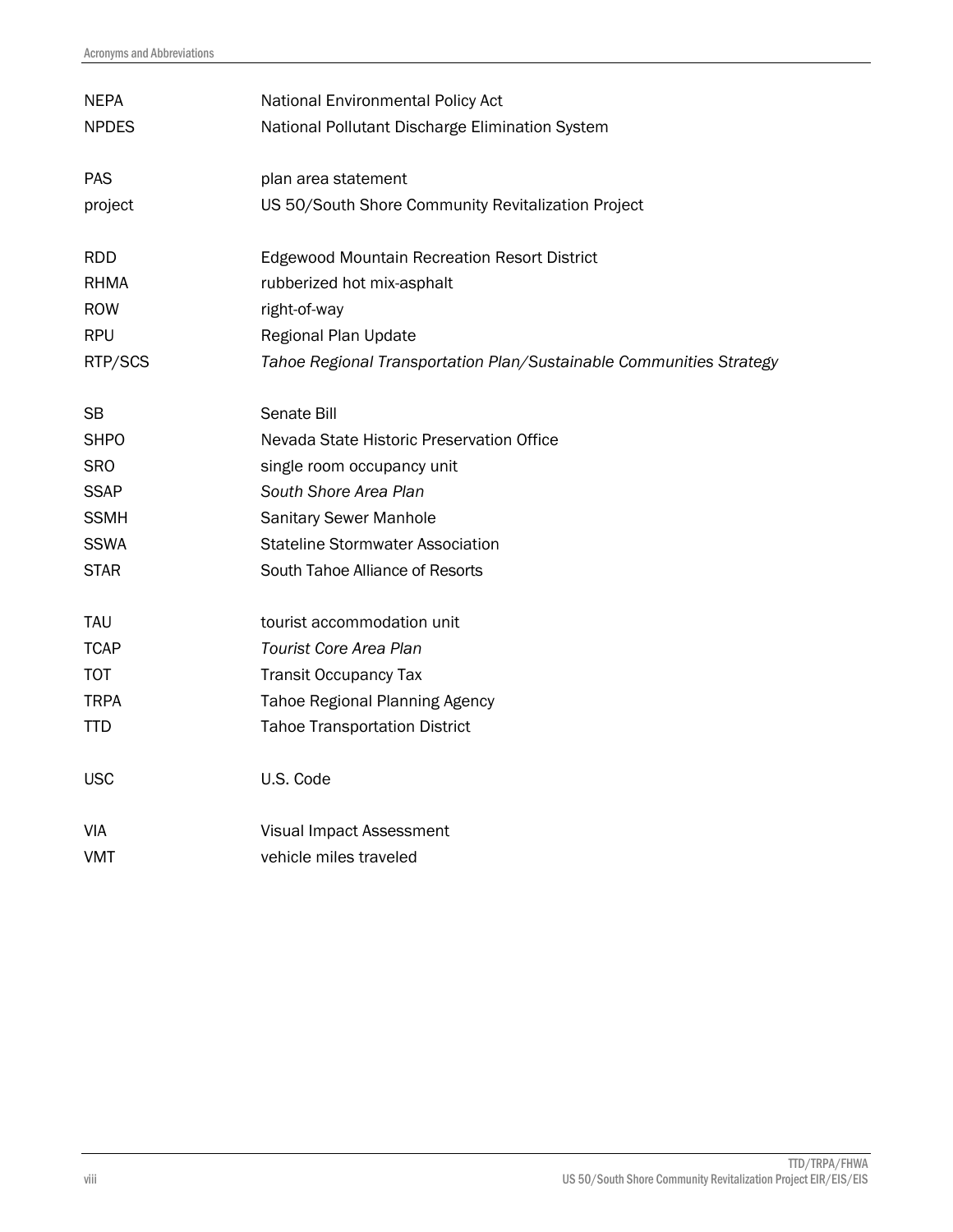| | |
|---|---|
| NEPA | National Environmental Policy Act |
| NPDES | National Pollutant Discharge Elimination System |
| | |
| PAS | plan area statement |
| project | US 50/South Shore Community Revitalization Project |
| | |
| RDD | Edgewood Mountain Recreation Resort District |
| RHMA | rubberized hot mix-asphalt |
| ROW | right-of-way |
| RPU | Regional Plan Update |
| RTP/SCS | *Tahoe Regional Transportation Plan/Sustainable Communities Strategy* |
| | |
| SB | Senate Bill |
| SHPO | Nevada State Historic Preservation Office |
| SRO | single room occupancy unit |
| SSAP | *South Shore Area Plan* |
| SSMH | Sanitary Sewer Manhole |
| SSWA | Stateline Stormwater Association |
| STAR | South Tahoe Alliance of Resorts |
| | |
| TAU | tourist accommodation unit |
| TCAP | *Tourist Core Area Plan* |
| TOT | Transit Occupancy Tax |
| TRPA | Tahoe Regional Planning Agency |
| TTD | Tahoe Transportation District |
| | |
| USC | U.S. Code |
| | |
| VIA | Visual Impact Assessment |
| VMT | vehicle miles traveled |